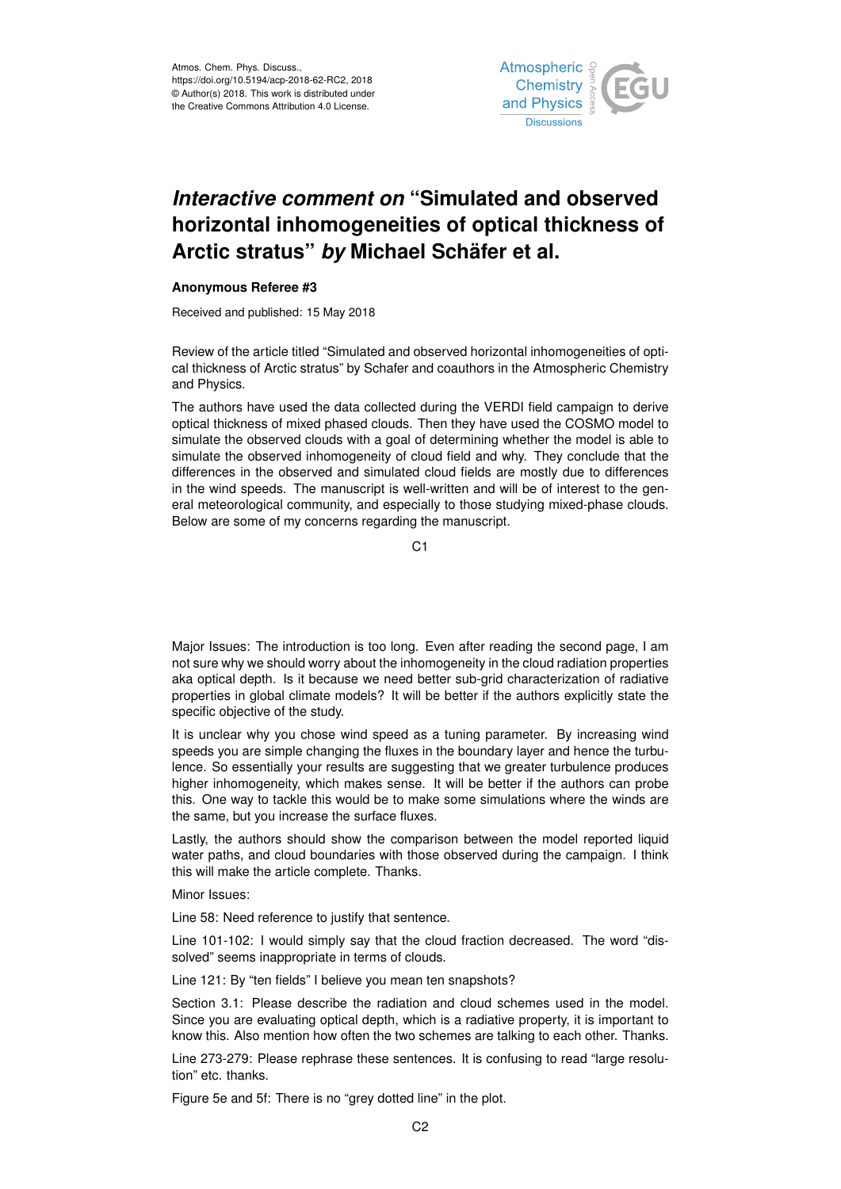Atmos. Chem. Phys. Discuss.,
https://doi.org/10.5194/acp-2018-62-RC2, 2018
© Author(s) 2018. This work is distributed under
the Creative Commons Attribution 4.0 License.

# *Interactive comment on* "Simulated and observed horizontal inhomogeneities of optical thickness of Arctic stratus" *by* Michael Schäfer et al.

**Anonymous Referee #3**

Received and published: 15 May 2018

Review of the article titled "Simulated and observed horizontal inhomogeneities of optical thickness of Arctic stratus" by Schafer and coauthors in the Atmospheric Chemistry and Physics.

The authors have used the data collected during the VERDI field campaign to derive optical thickness of mixed phased clouds. Then they have used the COSMO model to simulate the observed clouds with a goal of determining whether the model is able to simulate the observed inhomogeneity of cloud field and why. They conclude that the differences in the observed and simulated cloud fields are mostly due to differences in the wind speeds. The manuscript is well-written and will be of interest to the general meteorological community, and especially to those studying mixed-phase clouds. Below are some of my concerns regarding the manuscript.

Major Issues: The introduction is too long. Even after reading the second page, I am not sure why we should worry about the inhomogeneity in the cloud radiation properties aka optical depth. Is it because we need better sub-grid characterization of radiative properties in global climate models? It will be better if the authors explicitly state the specific objective of the study.

It is unclear why you chose wind speed as a tuning parameter. By increasing wind speeds you are simple changing the fluxes in the boundary layer and hence the turbulence. So essentially your results are suggesting that we greater turbulence produces higher inhomogeneity, which makes sense. It will be better if the authors can probe this. One way to tackle this would be to make some simulations where the winds are the same, but you increase the surface fluxes.

Lastly, the authors should show the comparison between the model reported liquid water paths, and cloud boundaries with those observed during the campaign. I think this will make the article complete. Thanks.

Minor Issues:

Line 58: Need reference to justify that sentence.

Line 101-102: I would simply say that the cloud fraction decreased. The word "dissolved" seems inappropriate in terms of clouds.

Line 121: By "ten fields" I believe you mean ten snapshots?

Section 3.1: Please describe the radiation and cloud schemes used in the model. Since you are evaluating optical depth, which is a radiative property, it is important to know this. Also mention how often the two schemes are talking to each other. Thanks.

Line 273-279: Please rephrase these sentences. It is confusing to read "large resolution" etc. thanks.

Figure 5e and 5f: There is no "grey dotted line" in the plot.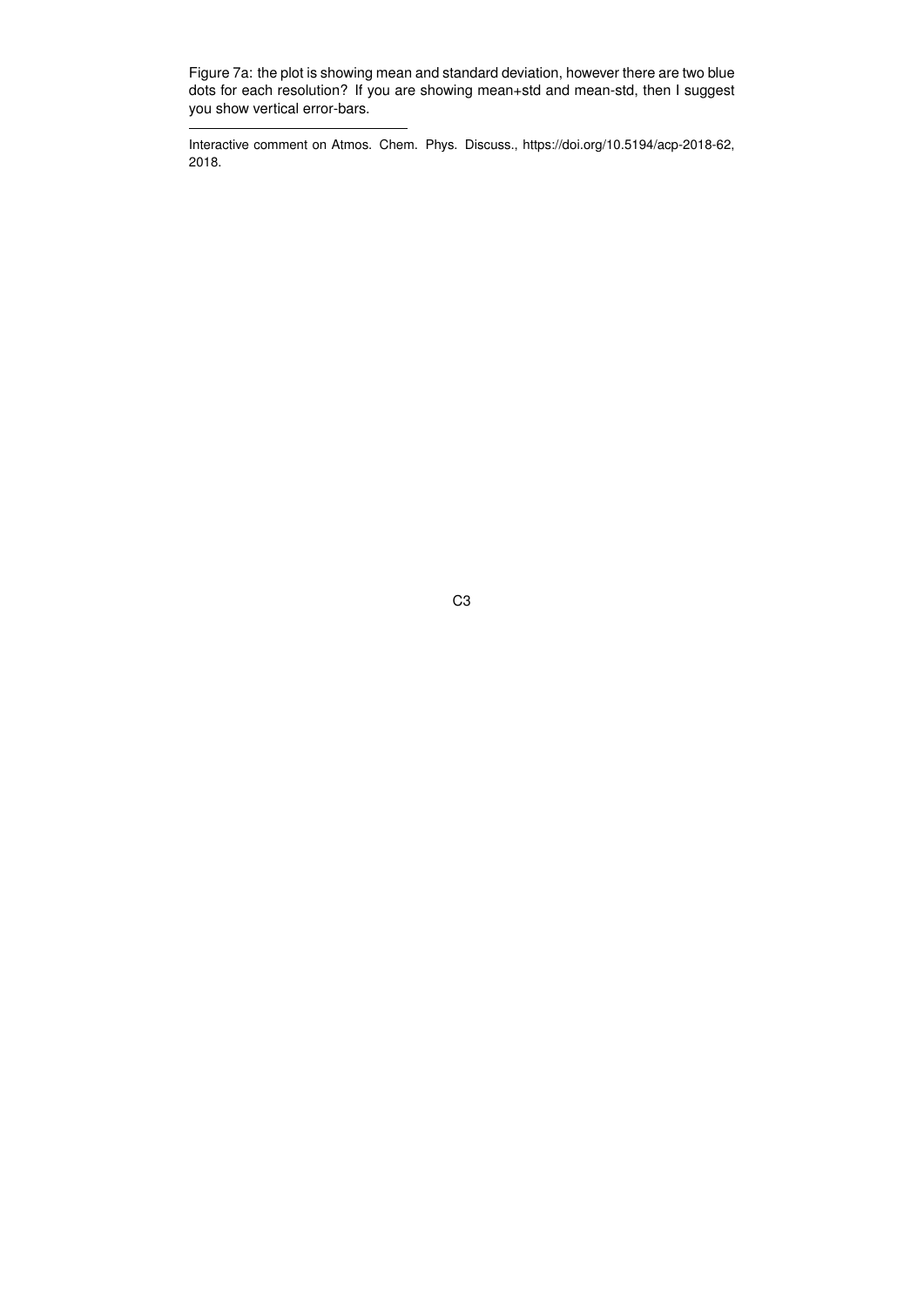Figure 7a: the plot is showing mean and standard deviation, however there are two blue dots for each resolution? If you are showing mean+std and mean-std, then I suggest you show vertical error-bars.

---

Interactive comment on Atmos. Chem. Phys. Discuss., https://doi.org/10.5194/acp-2018-62, 2018.